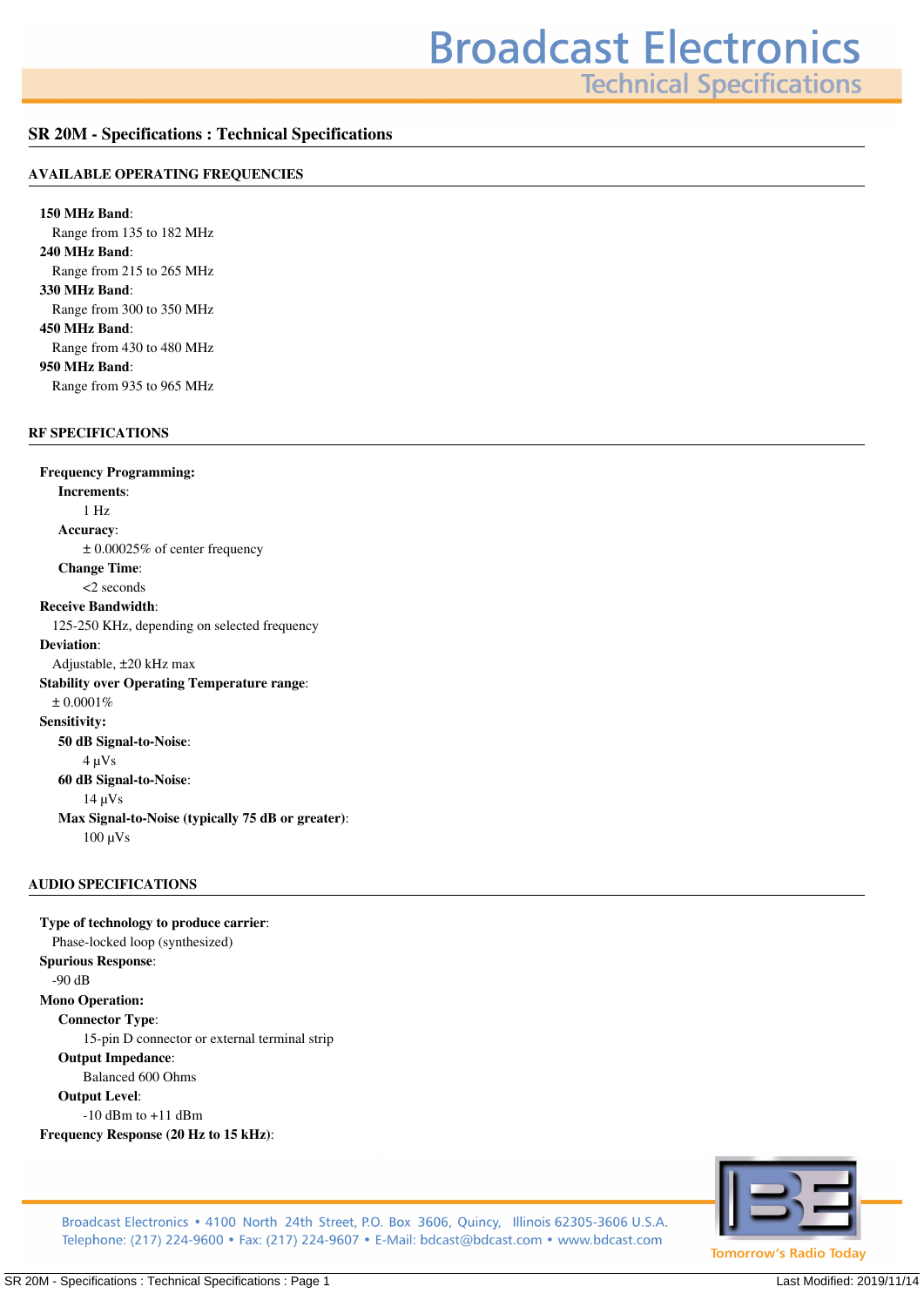# SR 20M - Specifications : Technical Specifications

## AVAILABLE OPERATING FREQUENCIES

**150 MHz Band**:
Range from 135 to 182 MHz

**240 MHz Band**:
Range from 215 to 265 MHz

**330 MHz Band**:
Range from 300 to 350 MHz

**450 MHz Band**:
Range from 430 to 480 MHz

**950 MHz Band**:
Range from 935 to 965 MHz

## RF SPECIFICATIONS

**Frequency Programming:**

- **Increments**:
  1 Hz
- **Accuracy**:
  ± 0.00025% of center frequency
- **Change Time**:
  <2 seconds

**Receive Bandwidth**:
125-250 KHz, depending on selected frequency

**Deviation**:
Adjustable, ±20 kHz max

**Stability over Operating Temperature range**:
± 0.0001%

**Sensitivity:**

- **50 dB Signal-to-Noise**:
  4 µVs
- **60 dB Signal-to-Noise**:
  14 µVs
- **Max Signal-to-Noise (typically 75 dB or greater)**:
  100 µVs

## AUDIO SPECIFICATIONS

**Type of technology to produce carrier**:
Phase-locked loop (synthesized)

**Spurious Response**:
-90 dB

**Mono Operation:**

- **Connector Type**:
  15-pin D connector or external terminal strip
- **Output Impedance**:
  Balanced 600 Ohms
- **Output Level**:
  -10 dBm to +11 dBm

**Frequency Response (20 Hz to 15 kHz)**: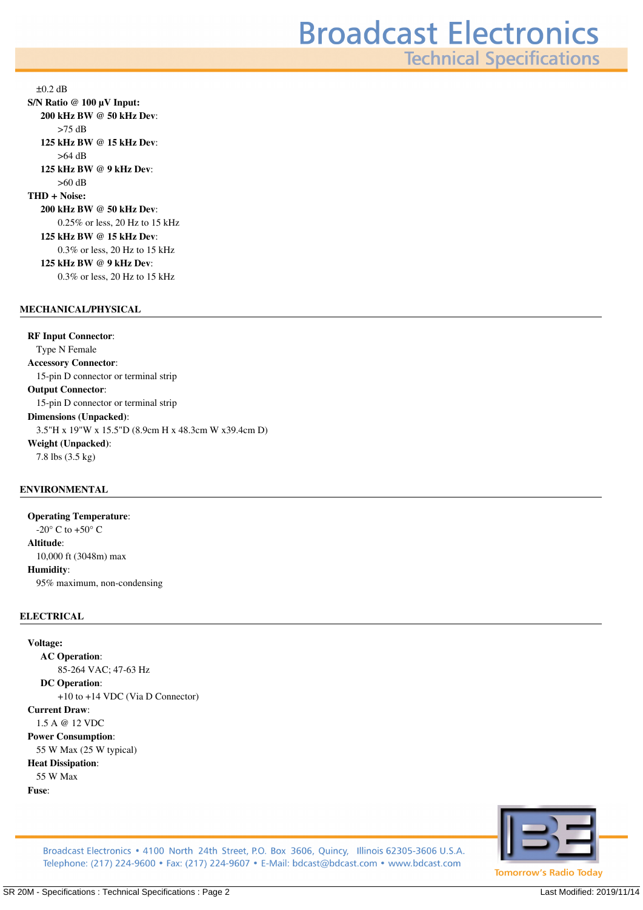±0.2 dB

**S/N Ratio @ 100 µV Input:**

**200 kHz BW @ 50 kHz Dev**:

>75 dB

**125 kHz BW @ 15 kHz Dev**:

>64 dB

**125 kHz BW @ 9 kHz Dev**:

>60 dB

**THD + Noise:**

**200 kHz BW @ 50 kHz Dev**:

0.25% or less, 20 Hz to 15 kHz

**125 kHz BW @ 15 kHz Dev**:

0.3% or less, 20 Hz to 15 kHz

**125 kHz BW @ 9 kHz Dev**:

0.3% or less, 20 Hz to 15 kHz

## MECHANICAL/PHYSICAL

**RF Input Connector**:

Type N Female

**Accessory Connector**:

15-pin D connector or terminal strip

**Output Connector**:

15-pin D connector or terminal strip

**Dimensions (Unpacked)**:

3.5"H x 19"W x 15.5"D (8.9cm H x 48.3cm W x39.4cm D)

**Weight (Unpacked)**:

7.8 lbs (3.5 kg)

## ENVIRONMENTAL

**Operating Temperature**:

-20° C to +50° C

**Altitude**:

10,000 ft (3048m) max

**Humidity**:

95% maximum, non-condensing

## ELECTRICAL

**Voltage:**

**AC Operation**:

85-264 VAC; 47-63 Hz

**DC Operation**:

+10 to +14 VDC (Via D Connector)

**Current Draw**:

1.5 A @ 12 VDC

**Power Consumption**:

55 W Max (25 W typical)

**Heat Dissipation**:

55 W Max

**Fuse**: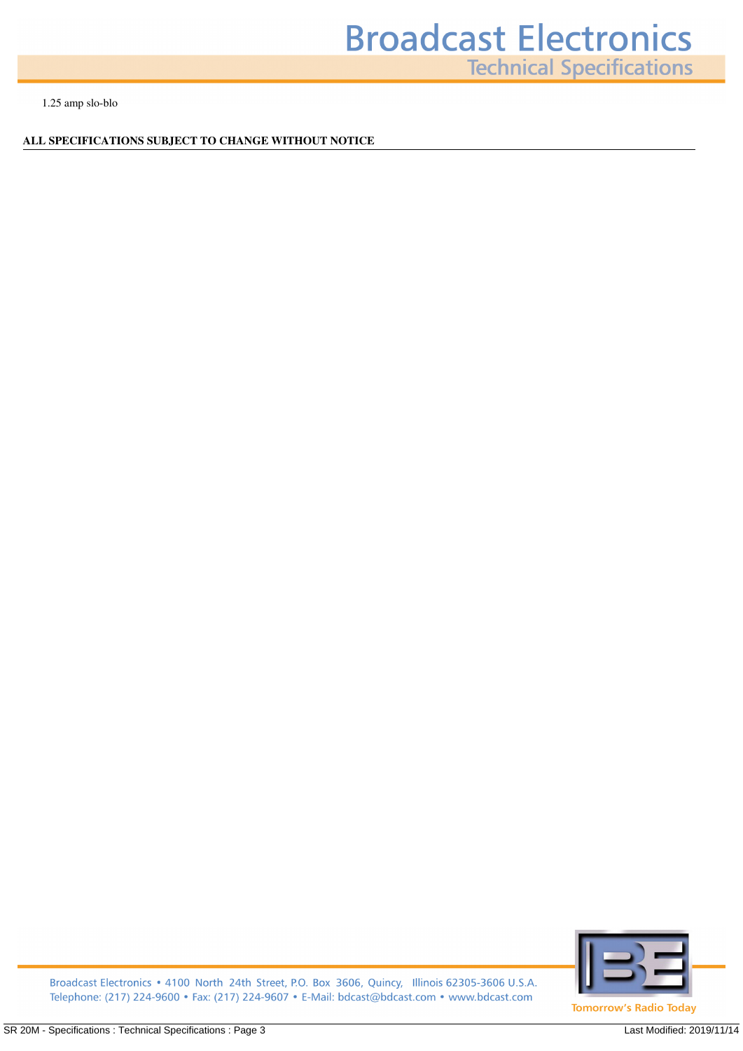1.25 amp slo-blo

**ALL SPECIFICATIONS SUBJECT TO CHANGE WITHOUT NOTICE**